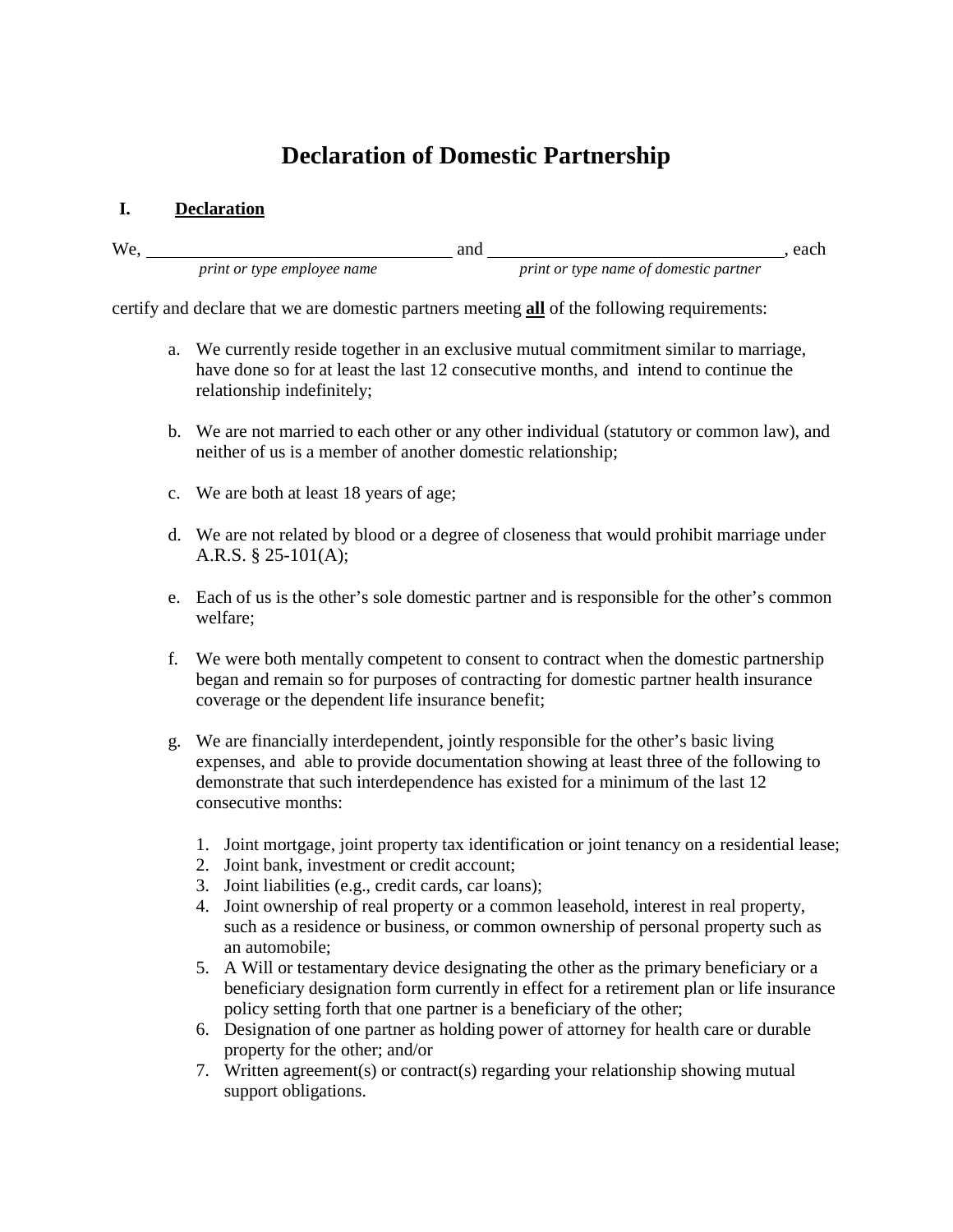# Declaration of Domestic Partnership

## I. Declaration

We, \_\_\_\_\_\_\_\_\_\_\_\_\_\_\_\_\_\_\_\_\_\_\_\_\_\_\_\_\_\_\_\_ and \_\_\_\_\_\_\_\_\_\_\_\_\_\_\_\_\_\_\_\_\_\_\_\_\_\_\_\_\_\_\_\_, each
*print or type employee name* *print or type name of domestic partner*

certify and declare that we are domestic partners meeting **all** of the following requirements:

a. We currently reside together in an exclusive mutual commitment similar to marriage, have done so for at least the last 12 consecutive months, and intend to continue the relationship indefinitely;

b. We are not married to each other or any other individual (statutory or common law), and neither of us is a member of another domestic relationship;

c. We are both at least 18 years of age;

d. We are not related by blood or a degree of closeness that would prohibit marriage under A.R.S. § 25-101(A);

e. Each of us is the other's sole domestic partner and is responsible for the other's common welfare;

f. We were both mentally competent to consent to contract when the domestic partnership began and remain so for purposes of contracting for domestic partner health insurance coverage or the dependent life insurance benefit;

g. We are financially interdependent, jointly responsible for the other's basic living expenses, and able to provide documentation showing at least three of the following to demonstrate that such interdependence has existed for a minimum of the last 12 consecutive months:

   1. Joint mortgage, joint property tax identification or joint tenancy on a residential lease;
   2. Joint bank, investment or credit account;
   3. Joint liabilities (e.g., credit cards, car loans);
   4. Joint ownership of real property or a common leasehold, interest in real property, such as a residence or business, or common ownership of personal property such as an automobile;
   5. A Will or testamentary device designating the other as the primary beneficiary or a beneficiary designation form currently in effect for a retirement plan or life insurance policy setting forth that one partner is a beneficiary of the other;
   6. Designation of one partner as holding power of attorney for health care or durable property for the other; and/or
   7. Written agreement(s) or contract(s) regarding your relationship showing mutual support obligations.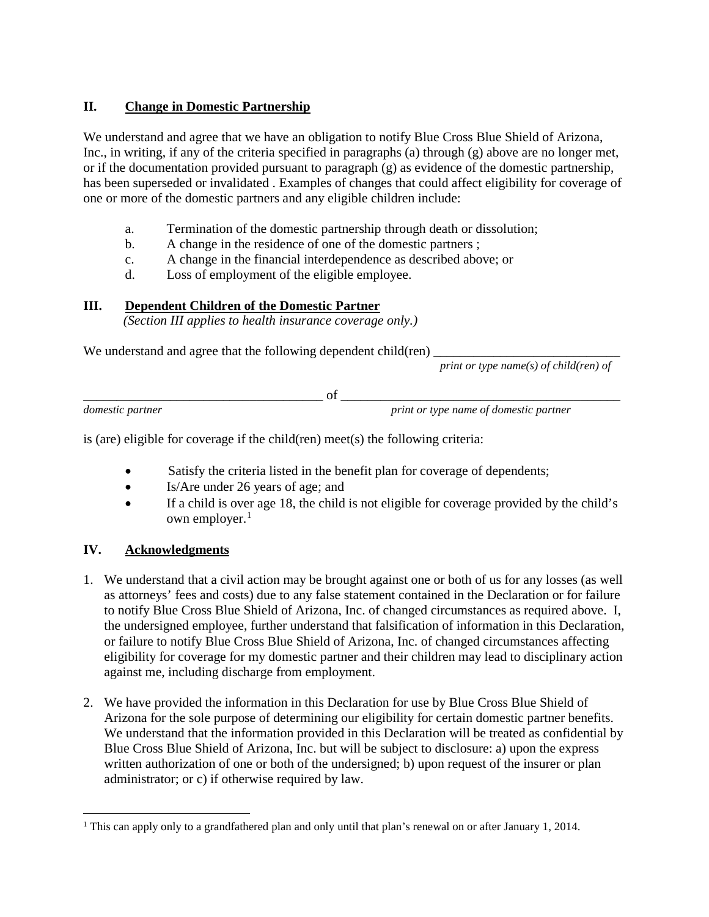## II. Change in Domestic Partnership

We understand and agree that we have an obligation to notify Blue Cross Blue Shield of Arizona, Inc., in writing, if any of the criteria specified in paragraphs (a) through (g) above are no longer met, or if the documentation provided pursuant to paragraph (g) as evidence of the domestic partnership, has been superseded or invalidated . Examples of changes that could affect eligibility for coverage of one or more of the domestic partners and any eligible children include:

a. Termination of the domestic partnership through death or dissolution;
b. A change in the residence of one of the domestic partners ;
c. A change in the financial interdependence as described above; or
d. Loss of employment of the eligible employee.

## III. Dependent Children of the Domestic Partner

*(Section III applies to health insurance coverage only.)*

We understand and agree that the following dependent child(ren) ____________________________
*print or type name(s) of child(ren) of*

____________________________________ of ____________________________________________
*domestic partner* *print or type name of domestic partner*

is (are) eligible for coverage if the child(ren) meet(s) the following criteria:

- Satisfy the criteria listed in the benefit plan for coverage of dependents;
- Is/Are under 26 years of age; and
- If a child is over age 18, the child is not eligible for coverage provided by the child's own employer.[1]

## IV. Acknowledgments

1. We understand that a civil action may be brought against one or both of us for any losses (as well as attorneys' fees and costs) due to any false statement contained in the Declaration or for failure to notify Blue Cross Blue Shield of Arizona, Inc. of changed circumstances as required above. I, the undersigned employee, further understand that falsification of information in this Declaration, or failure to notify Blue Cross Blue Shield of Arizona, Inc. of changed circumstances affecting eligibility for coverage for my domestic partner and their children may lead to disciplinary action against me, including discharge from employment.

2. We have provided the information in this Declaration for use by Blue Cross Blue Shield of Arizona for the sole purpose of determining our eligibility for certain domestic partner benefits. We understand that the information provided in this Declaration will be treated as confidential by Blue Cross Blue Shield of Arizona, Inc. but will be subject to disclosure: a) upon the express written authorization of one or both of the undersigned; b) upon request of the insurer or plan administrator; or c) if otherwise required by law.

---

[1] This can apply only to a grandfathered plan and only until that plan's renewal on or after January 1, 2014.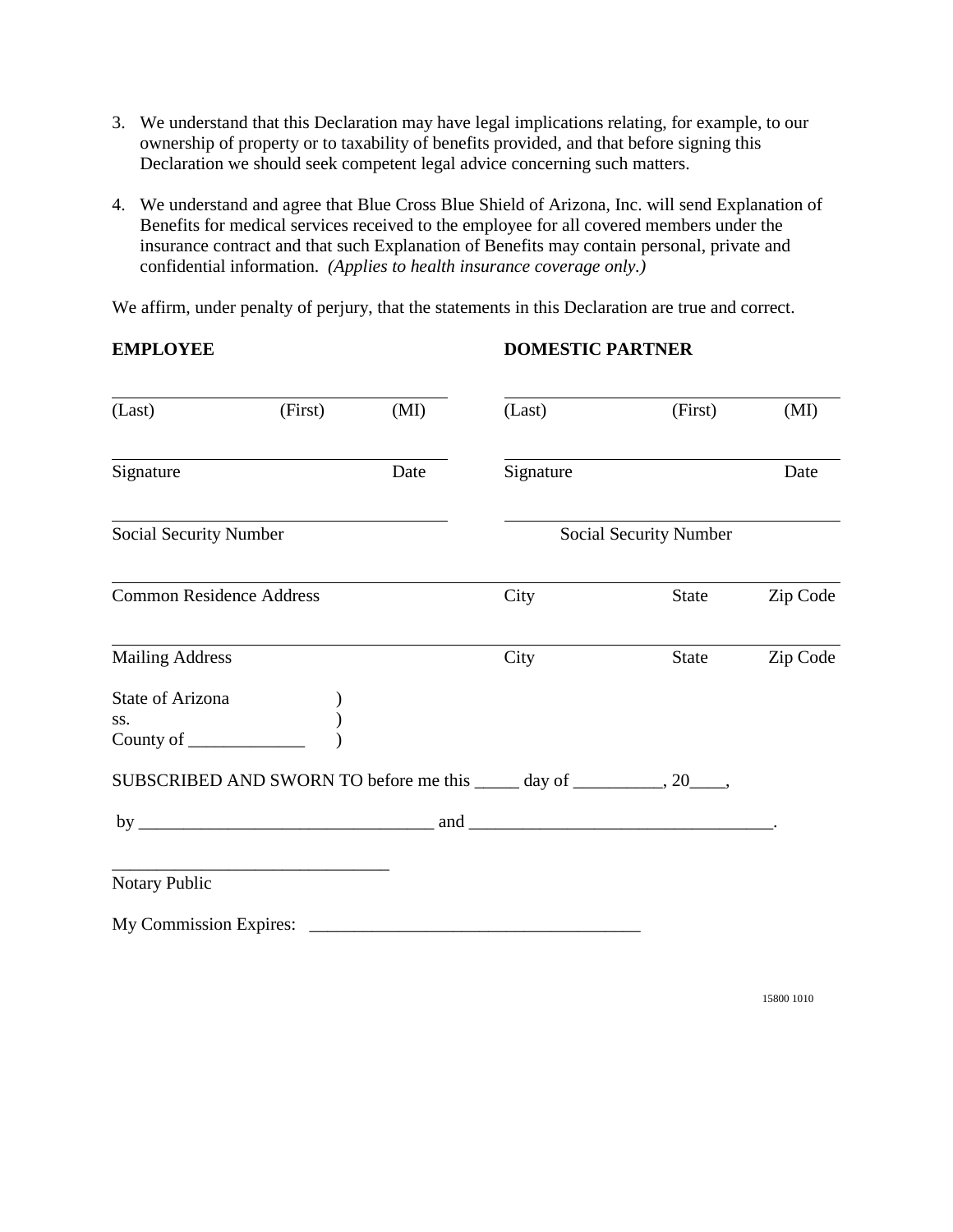3. We understand that this Declaration may have legal implications relating, for example, to our ownership of property or to taxability of benefits provided, and that before signing this Declaration we should seek competent legal advice concerning such matters.

4. We understand and agree that Blue Cross Blue Shield of Arizona, Inc. will send Explanation of Benefits for medical services received to the employee for all covered members under the insurance contract and that such Explanation of Benefits may contain personal, private and confidential information. *(Applies to health insurance coverage only.)*

We affirm, under penalty of perjury, that the statements in this Declaration are true and correct.

| **EMPLOYEE** | | | **DOMESTIC PARTNER** | | |
|---|---|---|---|---|---|
| (Last) | (First) | (MI) | (Last) | (First) | (MI) |
| Signature | | Date | Signature | | Date |
| Social Security Number | | | Social Security Number | | |
| Common Residence Address | | | City | State | Zip Code |
| Mailing Address | | | City | State | Zip Code |

State of Arizona )
ss. )
County of _____________ )

SUBSCRIBED AND SWORN TO before me this _____ day of __________, 20____,

by _________________________________ and __________________________________.

_______________________________
Notary Public

My Commission Expires: _____________________________________

15800 1010